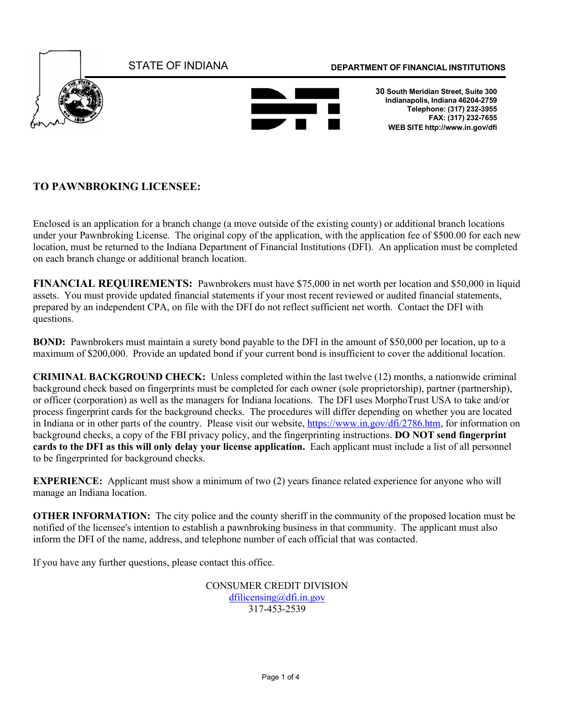STATE OF INDIANA

**DEPARTMENT OF FINANCIAL INSTITUTIONS**

**30 South Meridian Street, Suite 300**
**Indianapolis, Indiana 46204-2759**
**Telephone: (317) 232-3955**
**FAX: (317) 232-7655**
**WEB SITE http://www.in.gov/dfi**

## TO PAWNBROKING LICENSEE:

Enclosed is an application for a branch change (a move outside of the existing county) or additional branch locations under your Pawnbroking License. The original copy of the application, with the application fee of $500.00 for each new location, must be returned to the Indiana Department of Financial Institutions (DFI). An application must be completed on each branch change or additional branch location.

**FINANCIAL REQUIREMENTS:** Pawnbrokers must have $75,000 in net worth per location and $50,000 in liquid assets. You must provide updated financial statements if your most recent reviewed or audited financial statements, prepared by an independent CPA, on file with the DFI do not reflect sufficient net worth. Contact the DFI with questions.

**BOND:** Pawnbrokers must maintain a surety bond payable to the DFI in the amount of $50,000 per location, up to a maximum of $200,000. Provide an updated bond if your current bond is insufficient to cover the additional location.

**CRIMINAL BACKGROUND CHECK:** Unless completed within the last twelve (12) months, a nationwide criminal background check based on fingerprints must be completed for each owner (sole proprietorship), partner (partnership), or officer (corporation) as well as the managers for Indiana locations. The DFI uses MorphoTrust USA to take and/or process fingerprint cards for the background checks. The procedures will differ depending on whether you are located in Indiana or in other parts of the country. Please visit our website, https://www.in.gov/dfi/2786.htm, for information on background checks, a copy of the FBI privacy policy, and the fingerprinting instructions. **DO NOT send fingerprint cards to the DFI as this will only delay your license application.** Each applicant must include a list of all personnel to be fingerprinted for background checks.

**EXPERIENCE:** Applicant must show a minimum of two (2) years finance related experience for anyone who will manage an Indiana location.

**OTHER INFORMATION:** The city police and the county sheriff in the community of the proposed location must be notified of the licensee's intention to establish a pawnbroking business in that community. The applicant must also inform the DFI of the name, address, and telephone number of each official that was contacted.

If you have any further questions, please contact this office.

CONSUMER CREDIT DIVISION
dfilicensing@dfi.in.gov
317-453-2539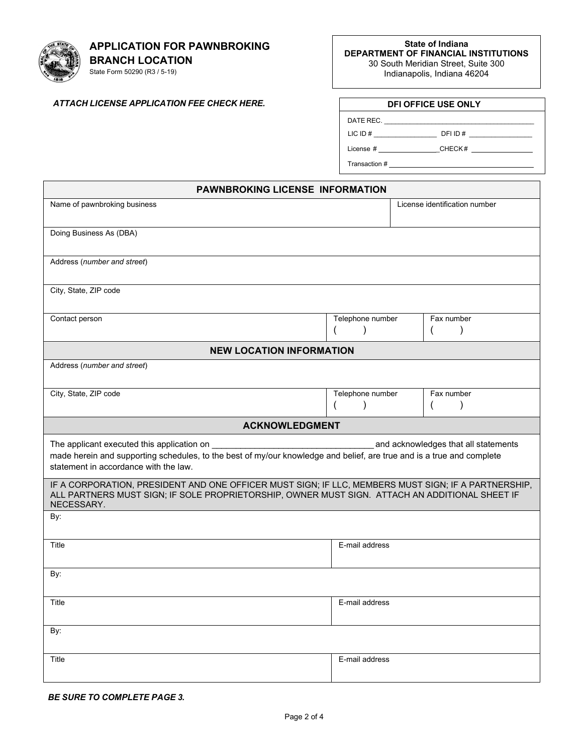# APPLICATION FOR PAWNBROKING BRANCH LOCATION

State Form 50290 (R3 / 5-19)

**State of Indiana**
**DEPARTMENT OF FINANCIAL INSTITUTIONS**
30 South Meridian Street, Suite 300
Indianapolis, Indiana 46204

***ATTACH LICENSE APPLICATION FEE CHECK HERE.***

| DFI OFFICE USE ONLY |
|---|
| DATE REC. ______________________ |
| LIC ID # ____________ DFI ID # ____________ |
| License # ____________ CHECK # ____________ |
| Transaction # ______________________ |

| PAWNBROKING LICENSE INFORMATION | | |
|---|---|---|
| Name of pawnbroking business | | License identification number |
| Doing Business As (DBA) | | |
| Address (*number and street*) | | |
| City, State, ZIP code | | |
| Contact person | Telephone number ( ) | Fax number ( ) |
| **NEW LOCATION INFORMATION** | | |
| Address (*number and street*) | | |
| City, State, ZIP code | Telephone number ( ) | Fax number ( ) |

## ACKNOWLEDGMENT

The applicant executed this application on ______________________ and acknowledges that all statements made herein and supporting schedules, to the best of my/our knowledge and belief, are true and is a true and complete statement in accordance with the law.

IF A CORPORATION, PRESIDENT AND ONE OFFICER MUST SIGN; IF LLC, MEMBERS MUST SIGN; IF A PARTNERSHIP, ALL PARTNERS MUST SIGN; IF SOLE PROPRIETORSHIP, OWNER MUST SIGN. ATTACH AN ADDITIONAL SHEET IF NECESSARY.

| By: | |
|---|---|
| Title | E-mail address |
| By: | |
| Title | E-mail address |
| By: | |
| Title | E-mail address |

***BE SURE TO COMPLETE PAGE 3.***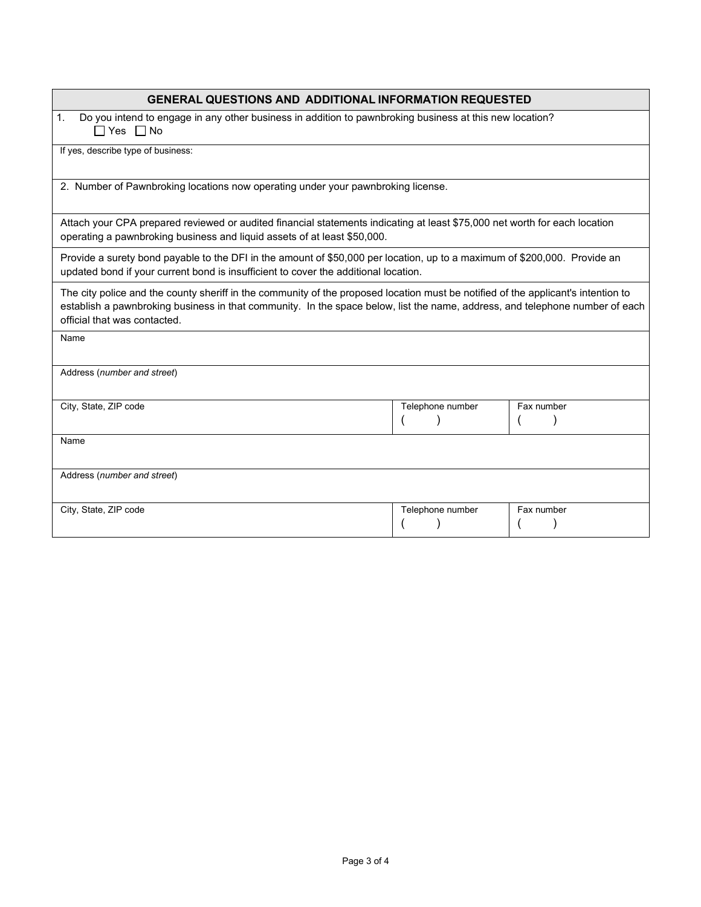## GENERAL QUESTIONS AND ADDITIONAL INFORMATION REQUESTED

1. Do you intend to engage in any other business in addition to pawnbroking business at this new location?
   ☐ Yes ☐ No

If yes, describe type of business:

2. Number of Pawnbroking locations now operating under your pawnbroking license.

Attach your CPA prepared reviewed or audited financial statements indicating at least $75,000 net worth for each location operating a pawnbroking business and liquid assets of at least $50,000.

Provide a surety bond payable to the DFI in the amount of $50,000 per location, up to a maximum of $200,000. Provide an updated bond if your current bond is insufficient to cover the additional location.

The city police and the county sheriff in the community of the proposed location must be notified of the applicant's intention to establish a pawnbroking business in that community. In the space below, list the name, address, and telephone number of each official that was contacted.

| Name | | |
|---|---|---|
| Address (*number and street*) | | |
| City, State, ZIP code | Telephone number ( ) | Fax number ( ) |
| Name | | |
| Address (*number and street*) | | |
| City, State, ZIP code | Telephone number ( ) | Fax number ( ) |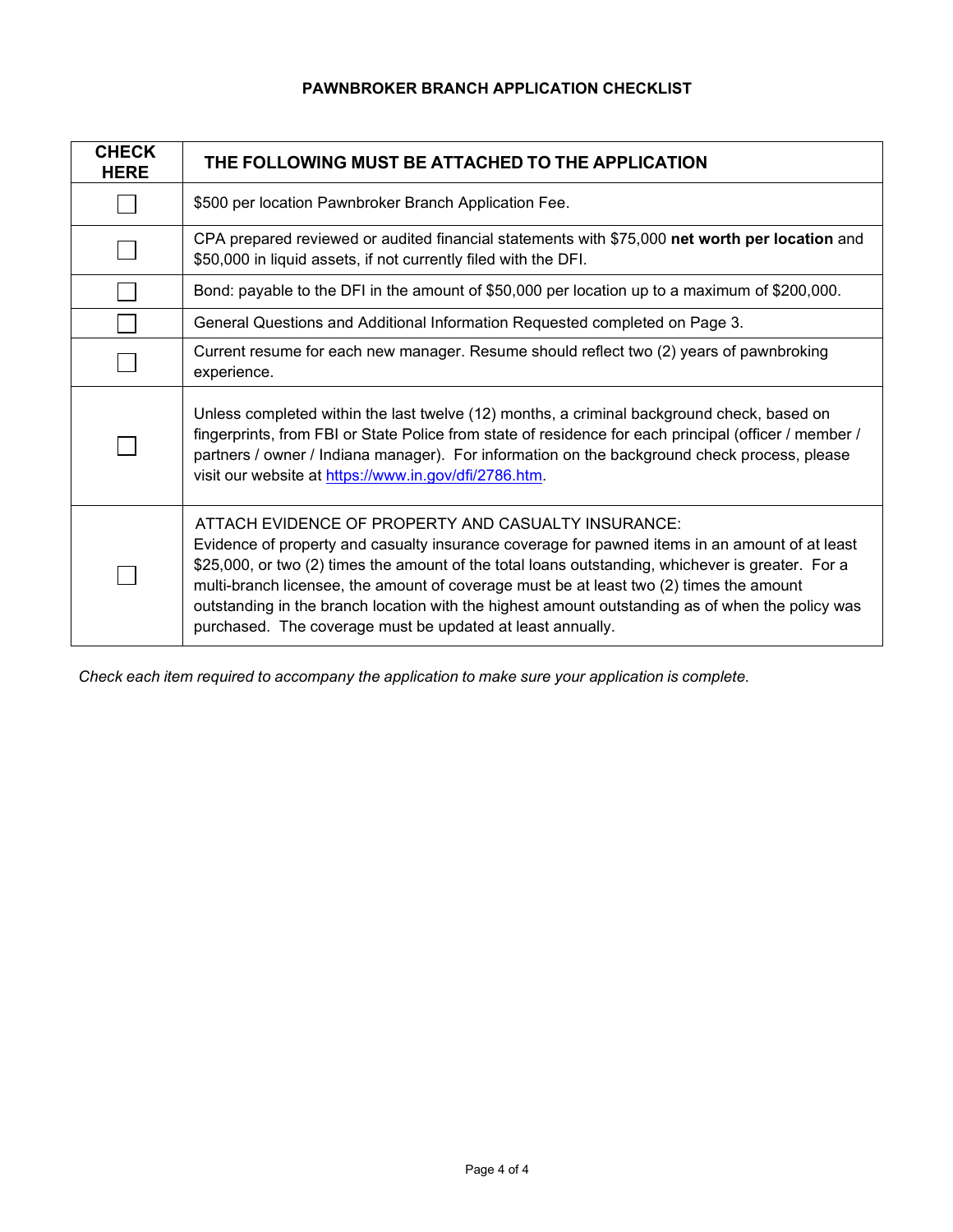## PAWNBROKER BRANCH APPLICATION CHECKLIST

| CHECK HERE | THE FOLLOWING MUST BE ATTACHED TO THE APPLICATION |
|---|---|
| ☐ | $500 per location Pawnbroker Branch Application Fee. |
| ☐ | CPA prepared reviewed or audited financial statements with $75,000 **net worth per location** and $50,000 in liquid assets, if not currently filed with the DFI. |
| ☐ | Bond: payable to the DFI in the amount of $50,000 per location up to a maximum of $200,000. |
| ☐ | General Questions and Additional Information Requested completed on Page 3. |
| ☐ | Current resume for each new manager. Resume should reflect two (2) years of pawnbroking experience. |
| ☐ | Unless completed within the last twelve (12) months, a criminal background check, based on fingerprints, from FBI or State Police from state of residence for each principal (officer / member / partners / owner / Indiana manager). For information on the background check process, please visit our website at https://www.in.gov/dfi/2786.htm. |
| ☐ | ATTACH EVIDENCE OF PROPERTY AND CASUALTY INSURANCE: Evidence of property and casualty insurance coverage for pawned items in an amount of at least $25,000, or two (2) times the amount of the total loans outstanding, whichever is greater. For a multi-branch licensee, the amount of coverage must be at least two (2) times the amount outstanding in the branch location with the highest amount outstanding as of when the policy was purchased. The coverage must be updated at least annually. |

*Check each item required to accompany the application to make sure your application is complete.*